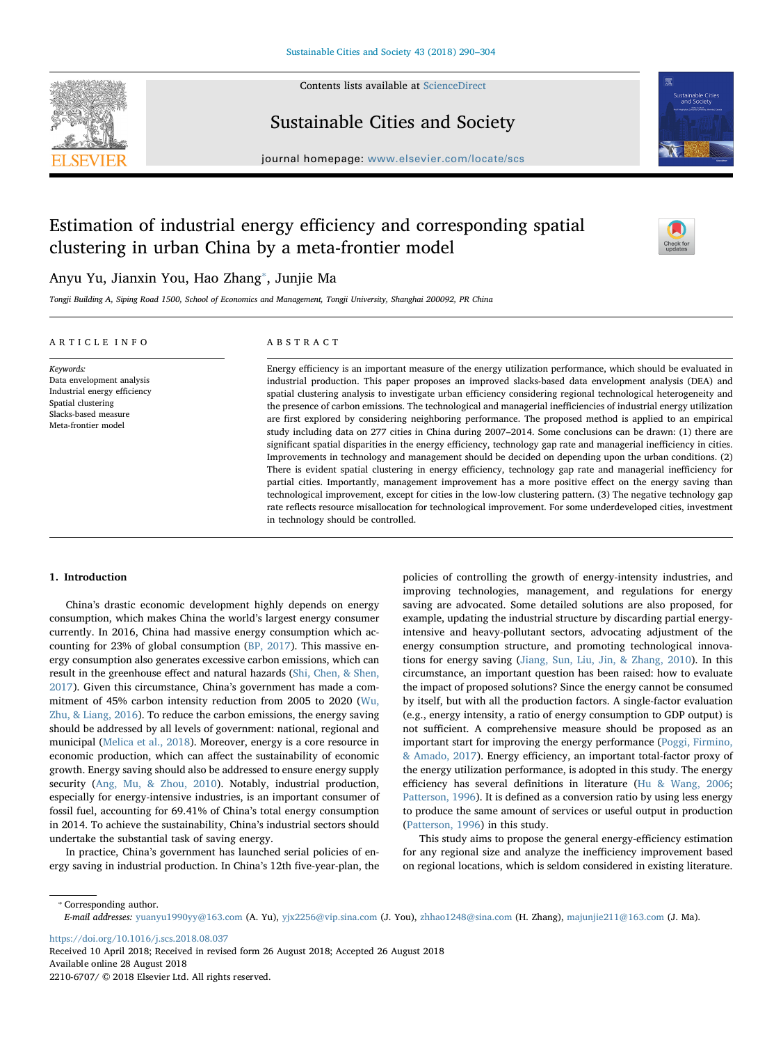# Estimation of industrial energy efficiency and corresponding spatial clustering in urban China by a meta-frontier model

Anyu Yu, Jianxin You, Hao Zhang*, Junjie Ma

*Tongji Building A, Siping Road 1500, School of Economics and Management, Tongji University, Shanghai 200092, PR China*

## ARTICLE INFO

*Keywords:*
Data envelopment analysis
Industrial energy efficiency
Spatial clustering
Slacks-based measure
Meta-frontier model

## ABSTRACT

Energy efficiency is an important measure of the energy utilization performance, which should be evaluated in industrial production. This paper proposes an improved slacks-based data envelopment analysis (DEA) and spatial clustering analysis to investigate urban efficiency considering regional technological heterogeneity and the presence of carbon emissions. The technological and managerial inefficiencies of industrial energy utilization are first explored by considering neighboring performance. The proposed method is applied to an empirical study including data on 277 cities in China during 2007–2014. Some conclusions can be drawn: (1) there are significant spatial disparities in the energy efficiency, technology gap rate and managerial inefficiency in cities. Improvements in technology and management should be decided on depending upon the urban conditions. (2) There is evident spatial clustering in energy efficiency, technology gap rate and managerial inefficiency for partial cities. Importantly, management improvement has a more positive effect on the energy saving than technological improvement, except for cities in the low-low clustering pattern. (3) The negative technology gap rate reflects resource misallocation for technological improvement. For some underdeveloped cities, investment in technology should be controlled.

## 1. Introduction

China's drastic economic development highly depends on energy consumption, which makes China the world's largest energy consumer currently. In 2016, China had massive energy consumption which accounting for 23% of global consumption (BP, 2017). This massive energy consumption also generates excessive carbon emissions, which can result in the greenhouse effect and natural hazards (Shi, Chen, & Shen, 2017). Given this circumstance, China's government has made a commitment of 45% carbon intensity reduction from 2005 to 2020 (Wu, Zhu, & Liang, 2016). To reduce the carbon emissions, the energy saving should be addressed by all levels of government: national, regional and municipal (Melica et al., 2018). Moreover, energy is a core resource in economic production, which can affect the sustainability of economic growth. Energy saving should also be addressed to ensure energy supply security (Ang, Mu, & Zhou, 2010). Notably, industrial production, especially for energy-intensive industries, is an important consumer of fossil fuel, accounting for 69.41% of China's total energy consumption in 2014. To achieve the sustainability, China's industrial sectors should undertake the substantial task of saving energy.

In practice, China's government has launched serial policies of energy saving in industrial production. In China's 12th five-year-plan, the policies of controlling the growth of energy-intensity industries, and improving technologies, management, and regulations for energy saving are advocated. Some detailed solutions are also proposed, for example, updating the industrial structure by discarding partial energy-intensive and heavy-pollutant sectors, advocating adjustment of the energy consumption structure, and promoting technological innovations for energy saving (Jiang, Sun, Liu, Jin, & Zhang, 2010). In this circumstance, an important question has been raised: how to evaluate the impact of proposed solutions? Since the energy cannot be consumed by itself, but with all the production factors. A single-factor evaluation (e.g., energy intensity, a ratio of energy consumption to GDP output) is not sufficient. A comprehensive measure should be proposed as an important start for improving the energy performance (Poggi, Firmino, & Amado, 2017). Energy efficiency, an important total-factor proxy of the energy utilization performance, is adopted in this study. The energy efficiency has several definitions in literature (Hu & Wang, 2006; Patterson, 1996). It is defined as a conversion ratio by using less energy to produce the same amount of services or useful output in production (Patterson, 1996) in this study.

This study aims to propose the general energy-efficiency estimation for any regional size and analyze the inefficiency improvement based on regional locations, which is seldom considered in existing literature.

---

* Corresponding author.
*E-mail addresses:* yuanyu1990yy@163.com (A. Yu), yjx2256@vip.sina.com (J. You), zhhao1248@sina.com (H. Zhang), majunjie211@163.com (J. Ma).

https://doi.org/10.1016/j.scs.2018.08.037
Received 10 April 2018; Received in revised form 26 August 2018; Accepted 26 August 2018
Available online 28 August 2018
2210-6707/ © 2018 Elsevier Ltd. All rights reserved.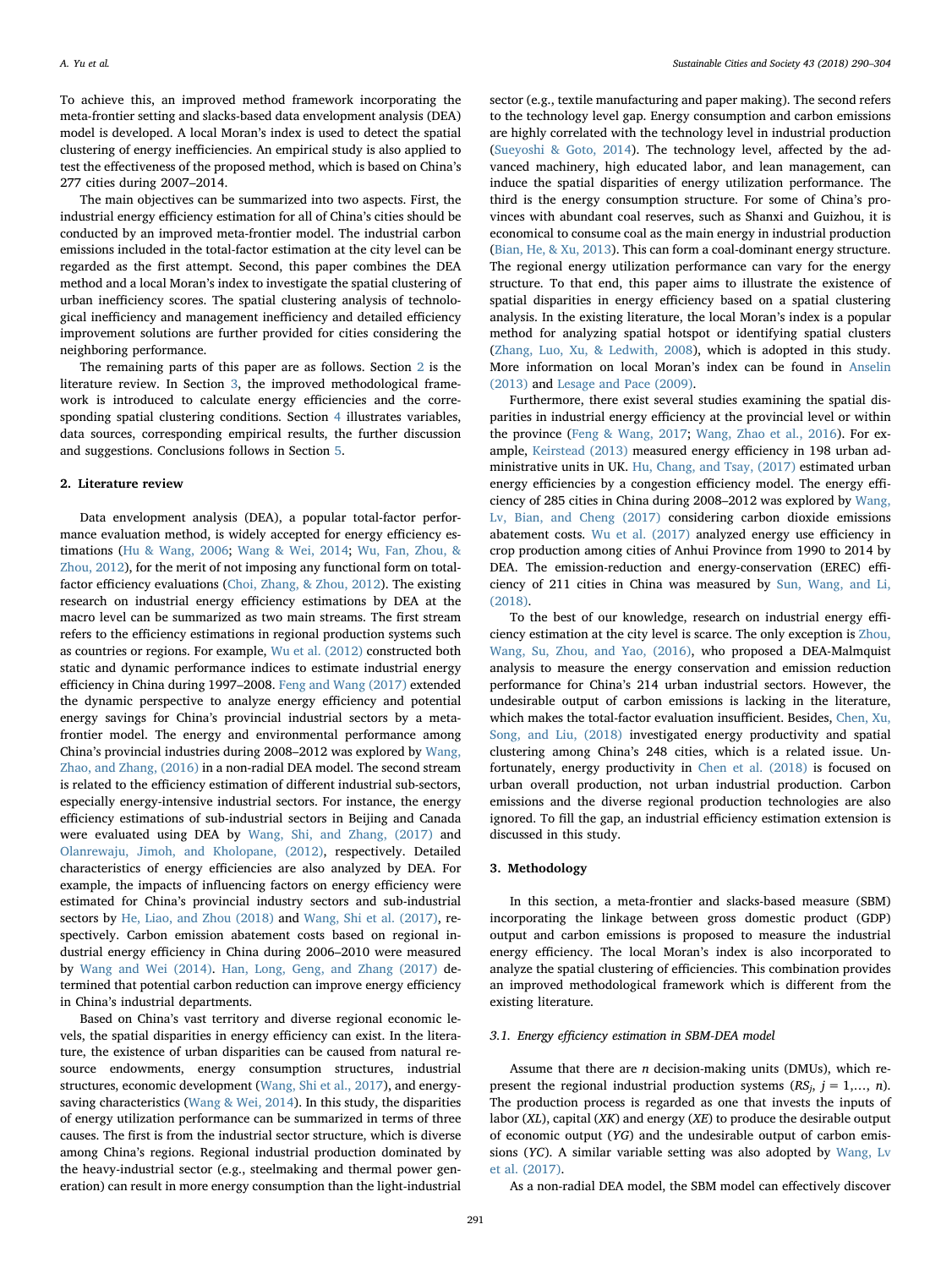To achieve this, an improved method framework incorporating the meta-frontier setting and slacks-based data envelopment analysis (DEA) model is developed. A local Moran's index is used to detect the spatial clustering of energy inefficiencies. An empirical study is also applied to test the effectiveness of the proposed method, which is based on China's 277 cities during 2007–2014.

The main objectives can be summarized into two aspects. First, the industrial energy efficiency estimation for all of China's cities should be conducted by an improved meta-frontier model. The industrial carbon emissions included in the total-factor estimation at the city level can be regarded as the first attempt. Second, this paper combines the DEA method and a local Moran's index to investigate the spatial clustering of urban inefficiency scores. The spatial clustering analysis of technological inefficiency and management inefficiency and detailed efficiency improvement solutions are further provided for cities considering the neighboring performance.

The remaining parts of this paper are as follows. Section 2 is the literature review. In Section 3, the improved methodological framework is introduced to calculate energy efficiencies and the corresponding spatial clustering conditions. Section 4 illustrates variables, data sources, corresponding empirical results, the further discussion and suggestions. Conclusions follows in Section 5.

## 2. Literature review

Data envelopment analysis (DEA), a popular total-factor performance evaluation method, is widely accepted for energy efficiency estimations (Hu & Wang, 2006; Wang & Wei, 2014; Wu, Fan, Zhou, & Zhou, 2012), for the merit of not imposing any functional form on total-factor efficiency evaluations (Choi, Zhang, & Zhou, 2012). The existing research on industrial energy efficiency estimations by DEA at the macro level can be summarized as two main streams. The first stream refers to the efficiency estimations in regional production systems such as countries or regions. For example, Wu et al. (2012) constructed both static and dynamic performance indices to estimate industrial energy efficiency in China during 1997–2008. Feng and Wang (2017) extended the dynamic perspective to analyze energy efficiency and potential energy savings for China's provincial industrial sectors by a meta-frontier model. The energy and environmental performance among China's provincial industries during 2008–2012 was explored by Wang, Zhao, and Zhang, (2016) in a non-radial DEA model. The second stream is related to the efficiency estimation of different industrial sub-sectors, especially energy-intensive industrial sectors. For instance, the energy efficiency estimations of sub-industrial sectors in Beijing and Canada were evaluated using DEA by Wang, Shi, and Zhang, (2017) and Olanrewaju, Jimoh, and Kholopane, (2012), respectively. Detailed characteristics of energy efficiencies are also analyzed by DEA. For example, the impacts of influencing factors on energy efficiency were estimated for China's provincial industry sectors and sub-industrial sectors by He, Liao, and Zhou (2018) and Wang, Shi et al. (2017), respectively. Carbon emission abatement costs based on regional industrial energy efficiency in China during 2006–2010 were measured by Wang and Wei (2014). Han, Long, Geng, and Zhang (2017) determined that potential carbon reduction can improve energy efficiency in China's industrial departments.

Based on China's vast territory and diverse regional economic levels, the spatial disparities in energy efficiency can exist. In the literature, the existence of urban disparities can be caused from natural resource endowments, energy consumption structures, industrial structures, economic development (Wang, Shi et al., 2017), and energy-saving characteristics (Wang & Wei, 2014). In this study, the disparities of energy utilization performance can be summarized in terms of three causes. The first is from the industrial sector structure, which is diverse among China's regions. Regional industrial production dominated by the heavy-industrial sector (e.g., steelmaking and thermal power generation) can result in more energy consumption than the light-industrial sector (e.g., textile manufacturing and paper making). The second refers to the technology level gap. Energy consumption and carbon emissions are highly correlated with the technology level in industrial production (Sueyoshi & Goto, 2014). The technology level, affected by the advanced machinery, high educated labor, and lean management, can induce the spatial disparities of energy utilization performance. The third is the energy consumption structure. For some of China's provinces with abundant coal reserves, such as Shanxi and Guizhou, it is economical to consume coal as the main energy in industrial production (Bian, He, & Xu, 2013). This can form a coal-dominant energy structure. The regional energy utilization performance can vary for the energy structure. To that end, this paper aims to illustrate the existence of spatial disparities in energy efficiency based on a spatial clustering analysis. In the existing literature, the local Moran's index is a popular method for analyzing spatial hotspot or identifying spatial clusters (Zhang, Luo, Xu, & Ledwith, 2008), which is adopted in this study. More information on local Moran's index can be found in Anselin (2013) and Lesage and Pace (2009).

Furthermore, there exist several studies examining the spatial disparities in industrial energy efficiency at the provincial level or within the province (Feng & Wang, 2017; Wang, Zhao et al., 2016). For example, Keirstead (2013) measured energy efficiency in 198 urban administrative units in UK. Hu, Chang, and Tsay, (2017) estimated urban energy efficiencies by a congestion efficiency model. The energy efficiency of 285 cities in China during 2008–2012 was explored by Wang, Lv, Bian, and Cheng (2017) considering carbon dioxide emissions abatement costs. Wu et al. (2017) analyzed energy use efficiency in crop production among cities of Anhui Province from 1990 to 2014 by DEA. The emission-reduction and energy-conservation (EREC) efficiency of 211 cities in China was measured by Sun, Wang, and Li, (2018).

To the best of our knowledge, research on industrial energy efficiency estimation at the city level is scarce. The only exception is Zhou, Wang, Su, Zhou, and Yao, (2016), who proposed a DEA-Malmquist analysis to measure the energy conservation and emission reduction performance for China's 214 urban industrial sectors. However, the undesirable output of carbon emissions is lacking in the literature, which makes the total-factor evaluation insufficient. Besides, Chen, Xu, Song, and Liu, (2018) investigated energy productivity and spatial clustering among China's 248 cities, which is a related issue. Unfortunately, energy productivity in Chen et al. (2018) is focused on urban overall production, not urban industrial production. Carbon emissions and the diverse regional production technologies are also ignored. To fill the gap, an industrial efficiency estimation extension is discussed in this study.

## 3. Methodology

In this section, a meta-frontier and slacks-based measure (SBM) incorporating the linkage between gross domestic product (GDP) output and carbon emissions is proposed to measure the industrial energy efficiency. The local Moran's index is also incorporated to analyze the spatial clustering of efficiencies. This combination provides an improved methodological framework which is different from the existing literature.

### 3.1. Energy efficiency estimation in SBM-DEA model

Assume that there are $n$ decision-making units (DMUs), which represent the regional industrial production systems ($RS_j$, $j = 1, \ldots, n$). The production process is regarded as one that invests the inputs of labor ($XL$), capital ($XK$) and energy ($XE$) to produce the desirable output of economic output ($YG$) and the undesirable output of carbon emissions ($YC$). A similar variable setting was also adopted by Wang, Lv et al. (2017).

As a non-radial DEA model, the SBM model can effectively discover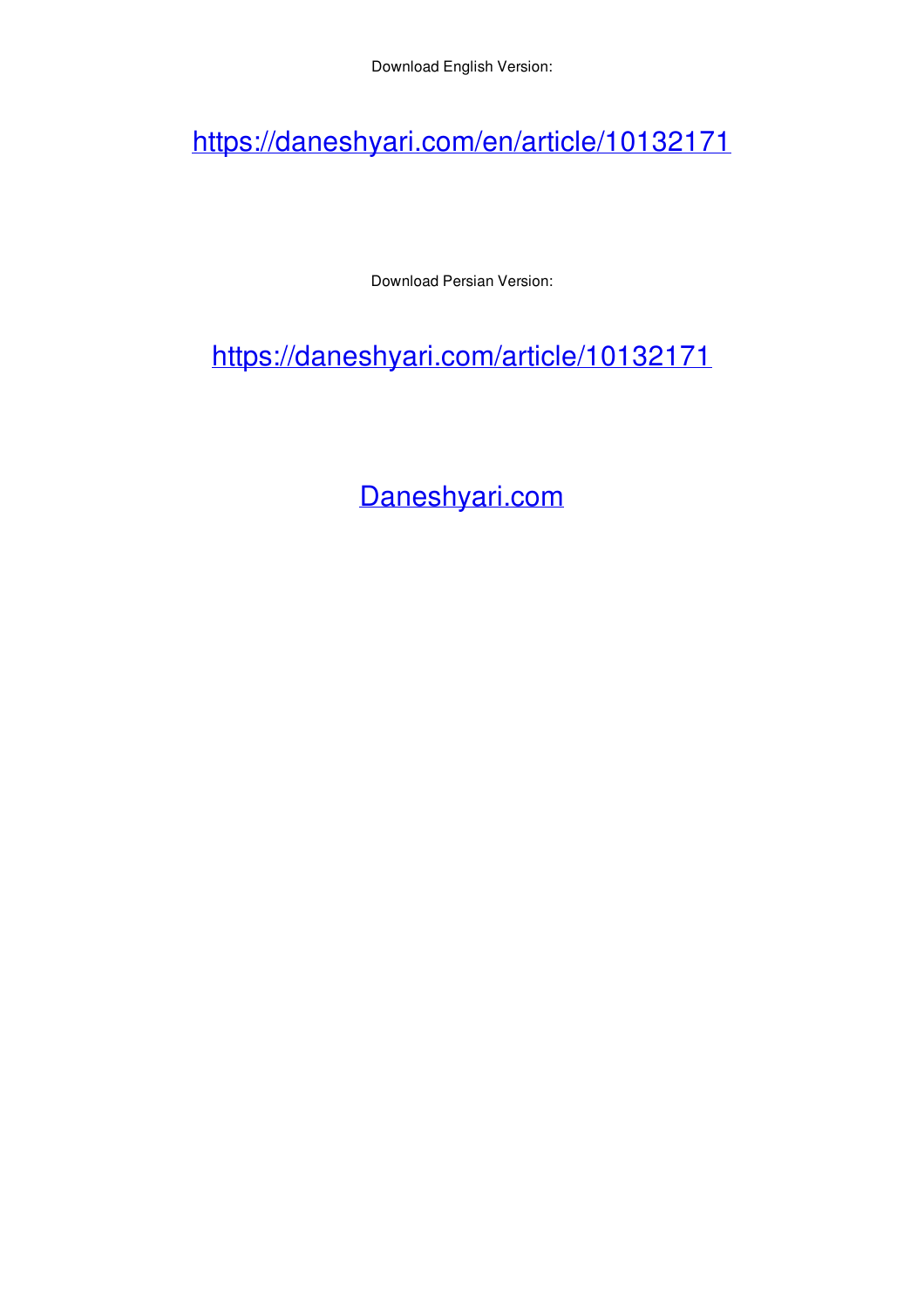Download English Version:

https://daneshyari.com/en/article/10132171

Download Persian Version:

https://daneshyari.com/article/10132171

Daneshyari.com